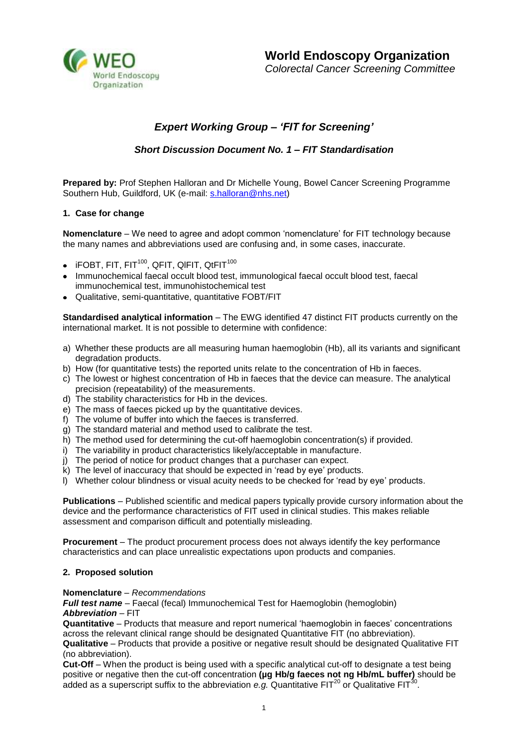**World Endoscopy Organization**
*Colorectal Cancer Screening Committee*

## *Expert Working Group – 'FIT for Screening'*

### *Short Discussion Document No. 1 – FIT Standardisation*

**Prepared by:** Prof Stephen Halloran and Dr Michelle Young, Bowel Cancer Screening Programme Southern Hub, Guildford, UK (e-mail: s.halloran@nhs.net)

### 1. Case for change

**Nomenclature** – We need to agree and adopt common 'nomenclature' for FIT technology because the many names and abbreviations used are confusing and, in some cases, inaccurate.

- iFOBT, FIT, $FIT^{100}$, QFIT, QlFIT, $QtFIT^{100}$
- Immunochemical faecal occult blood test, immunological faecal occult blood test, faecal immunochemical test, immunohistochemical test
- Qualitative, semi-quantitative, quantitative FOBT/FIT

**Standardised analytical information** – The EWG identified 47 distinct FIT products currently on the international market. It is not possible to determine with confidence:

a) Whether these products are all measuring human haemoglobin (Hb), all its variants and significant degradation products.
b) How (for quantitative tests) the reported units relate to the concentration of Hb in faeces.
c) The lowest or highest concentration of Hb in faeces that the device can measure. The analytical precision (repeatability) of the measurements.
d) The stability characteristics for Hb in the devices.
e) The mass of faeces picked up by the quantitative devices.
f) The volume of buffer into which the faeces is transferred.
g) The standard material and method used to calibrate the test.
h) The method used for determining the cut-off haemoglobin concentration(s) if provided.
i) The variability in product characteristics likely/acceptable in manufacture.
j) The period of notice for product changes that a purchaser can expect.
k) The level of inaccuracy that should be expected in 'read by eye' products.
l) Whether colour blindness or visual acuity needs to be checked for 'read by eye' products.

**Publications** – Published scientific and medical papers typically provide cursory information about the device and the performance characteristics of FIT used in clinical studies. This makes reliable assessment and comparison difficult and potentially misleading.

**Procurement** – The product procurement process does not always identify the key performance characteristics and can place unrealistic expectations upon products and companies.

### 2. Proposed solution

**Nomenclature** – *Recommendations*
***Full test name*** – Faecal (fecal) Immunochemical Test for Haemoglobin (hemoglobin)
***Abbreviation*** – FIT
**Quantitative** – Products that measure and report numerical 'haemoglobin in faeces' concentrations across the relevant clinical range should be designated Quantitative FIT (no abbreviation).
**Qualitative** – Products that provide a positive or negative result should be designated Qualitative FIT (no abbreviation).
**Cut-Off** – When the product is being used with a specific analytical cut-off to designate a test being positive or negative then the cut-off concentration **(μg Hb/g faeces not ng Hb/mL buffer)** should be added as a superscript suffix to the abbreviation *e.g.* Quantitative $FIT^{20}$ or Qualitative $FIT^{30}$.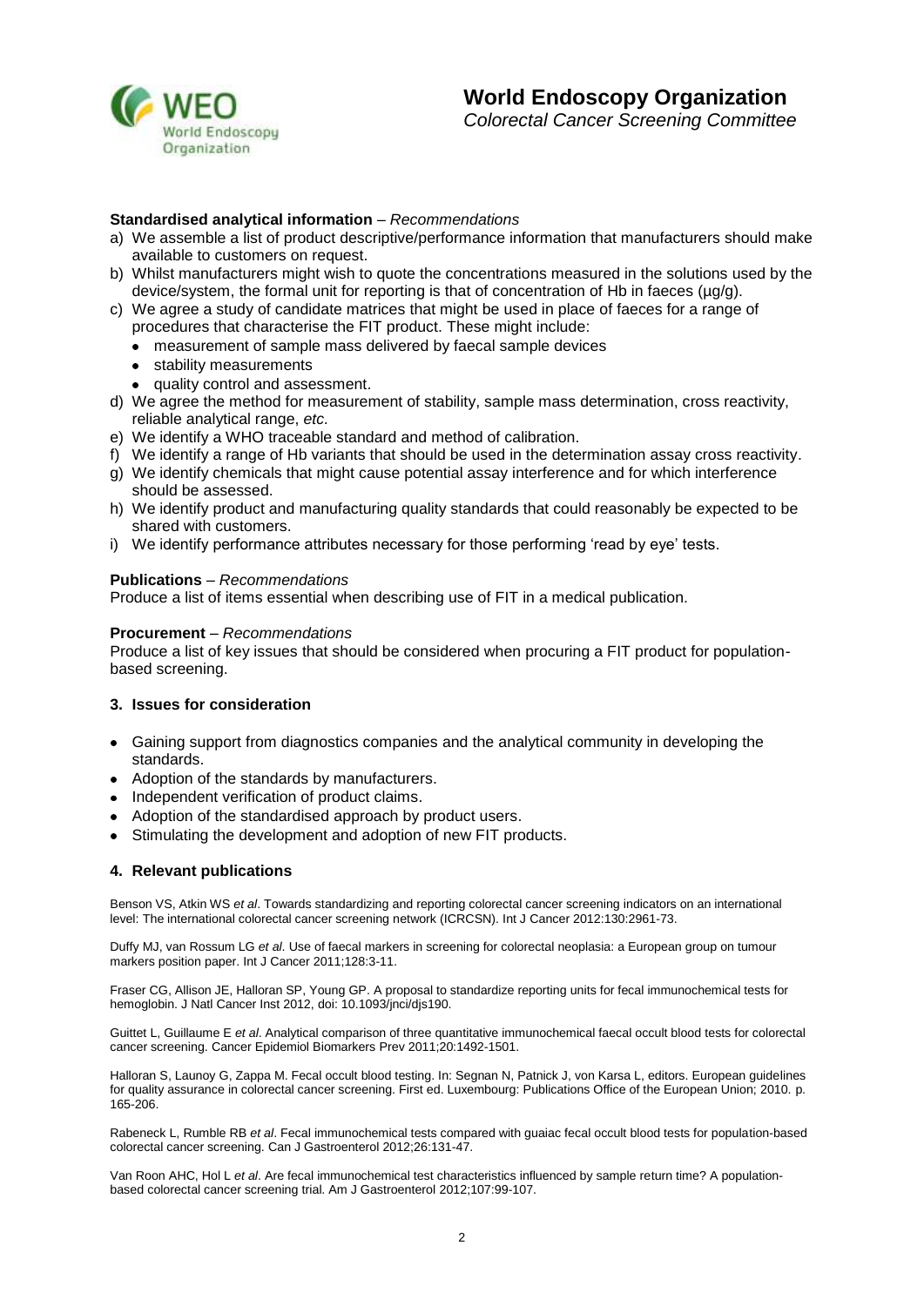**Standardised analytical information** – *Recommendations*

a) We assemble a list of product descriptive/performance information that manufacturers should make available to customers on request.
b) Whilst manufacturers might wish to quote the concentrations measured in the solutions used by the device/system, the formal unit for reporting is that of concentration of Hb in faeces (µg/g).
c) We agree a study of candidate matrices that might be used in place of faeces for a range of procedures that characterise the FIT product. These might include:
   - measurement of sample mass delivered by faecal sample devices
   - stability measurements
   - quality control and assessment.
d) We agree the method for measurement of stability, sample mass determination, cross reactivity, reliable analytical range, *etc.*
e) We identify a WHO traceable standard and method of calibration.
f) We identify a range of Hb variants that should be used in the determination assay cross reactivity.
g) We identify chemicals that might cause potential assay interference and for which interference should be assessed.
h) We identify product and manufacturing quality standards that could reasonably be expected to be shared with customers.
i) We identify performance attributes necessary for those performing 'read by eye' tests.

**Publications** – *Recommendations*

Produce a list of items essential when describing use of FIT in a medical publication.

**Procurement** – *Recommendations*

Produce a list of key issues that should be considered when procuring a FIT product for population-based screening.

## 3. Issues for consideration

- Gaining support from diagnostics companies and the analytical community in developing the standards.
- Adoption of the standards by manufacturers.
- Independent verification of product claims.
- Adoption of the standardised approach by product users.
- Stimulating the development and adoption of new FIT products.

## 4. Relevant publications

Benson VS, Atkin WS *et al*. Towards standardizing and reporting colorectal cancer screening indicators on an international level: The international colorectal cancer screening network (ICRCSN). Int J Cancer 2012:130:2961-73.

Duffy MJ, van Rossum LG *et al.* Use of faecal markers in screening for colorectal neoplasia: a European group on tumour markers position paper. Int J Cancer 2011;128:3-11.

Fraser CG, Allison JE, Halloran SP, Young GP. A proposal to standardize reporting units for fecal immunochemical tests for hemoglobin. J Natl Cancer Inst 2012, doi: 10.1093/jnci/djs190.

Guittet L, Guillaume E *et al*. Analytical comparison of three quantitative immunochemical faecal occult blood tests for colorectal cancer screening. Cancer Epidemiol Biomarkers Prev 2011;20:1492-1501.

Halloran S, Launoy G, Zappa M. Fecal occult blood testing. In: Segnan N, Patnick J, von Karsa L, editors. European guidelines for quality assurance in colorectal cancer screening. First ed. Luxembourg: Publications Office of the European Union; 2010. p. 165-206.

Rabeneck L, Rumble RB *et al*. Fecal immunochemical tests compared with guaiac fecal occult blood tests for population-based colorectal cancer screening. Can J Gastroenterol 2012;26:131-47.

Van Roon AHC, Hol L *et al*. Are fecal immunochemical test characteristics influenced by sample return time? A population-based colorectal cancer screening trial. Am J Gastroenterol 2012;107:99-107.